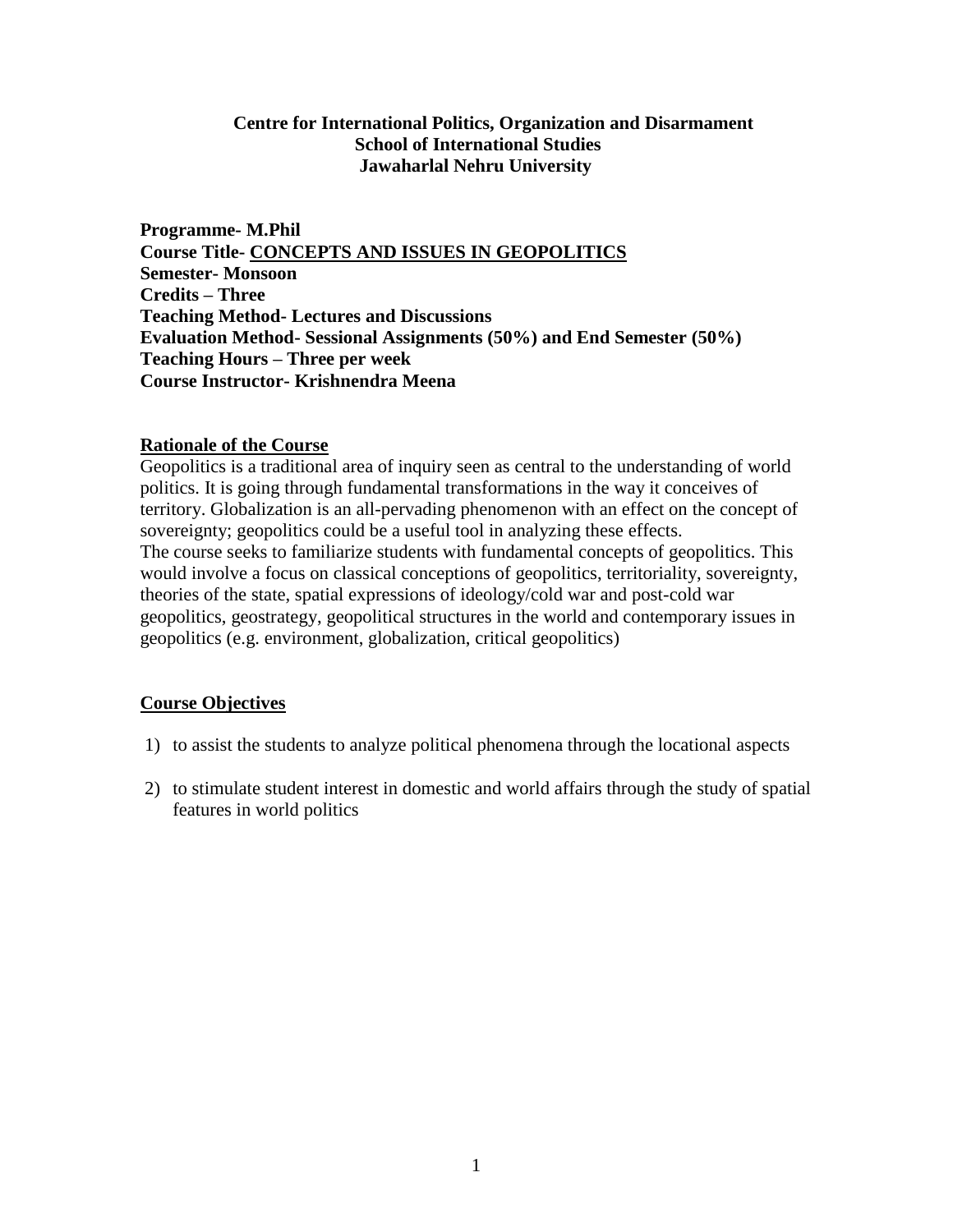**Centre for International Politics, Organization and Disarmament**
**School of International Studies**
**Jawaharlal Nehru University**

**Programme- M.Phil**
**Course Title- CONCEPTS AND ISSUES IN GEOPOLITICS**
**Semester- Monsoon**
**Credits – Three**
**Teaching Method- Lectures and Discussions**
**Evaluation Method- Sessional Assignments (50%) and End Semester (50%)**
**Teaching Hours – Three per week**
**Course Instructor- Krishnendra Meena**

## Rationale of the Course

Geopolitics is a traditional area of inquiry seen as central to the understanding of world politics. It is going through fundamental transformations in the way it conceives of territory. Globalization is an all-pervading phenomenon with an effect on the concept of sovereignty; geopolitics could be a useful tool in analyzing these effects.
The course seeks to familiarize students with fundamental concepts of geopolitics. This would involve a focus on classical conceptions of geopolitics, territoriality, sovereignty, theories of the state, spatial expressions of ideology/cold war and post-cold war geopolitics, geostrategy, geopolitical structures in the world and contemporary issues in geopolitics (e.g. environment, globalization, critical geopolitics)

## Course Objectives

1) to assist the students to analyze political phenomena through the locational aspects
2) to stimulate student interest in domestic and world affairs through the study of spatial features in world politics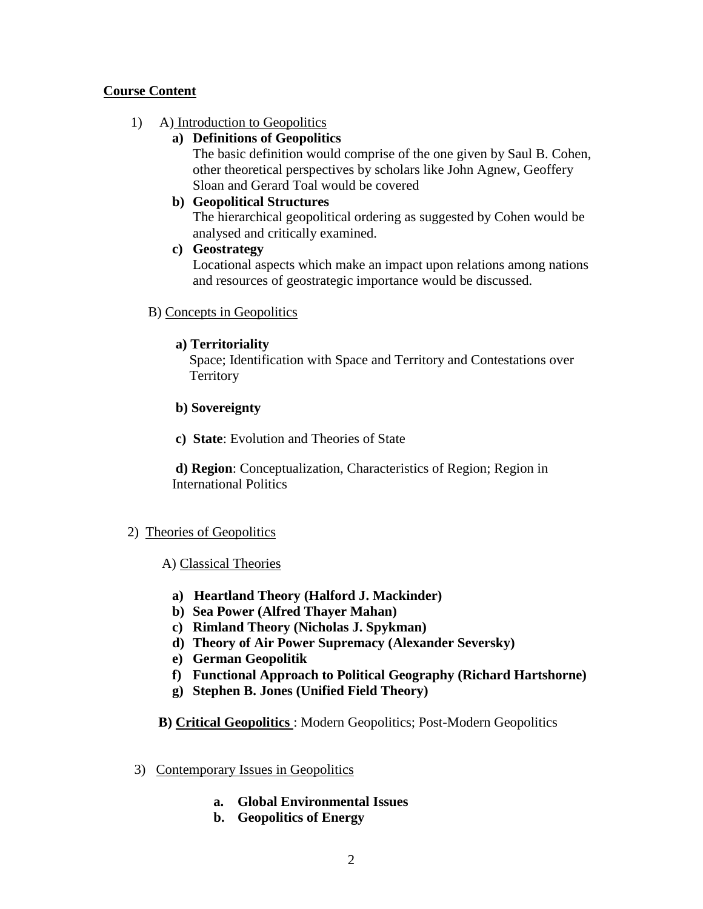**Course Content**

1) A) Introduction to Geopolitics

   a) **Definitions of Geopolitics**
      The basic definition would comprise of the one given by Saul B. Cohen, other theoretical perspectives by scholars like John Agnew, Geoffery Sloan and Gerard Toal would be covered

   b) **Geopolitical Structures**
      The hierarchical geopolitical ordering as suggested by Cohen would be analysed and critically examined.

   c) **Geostrategy**
      Locational aspects which make an impact upon relations among nations and resources of geostrategic importance would be discussed.

   B) Concepts in Geopolitics

   a) **Territoriality**
      Space; Identification with Space and Territory and Contestations over Territory

   b) **Sovereignty**

   c) **State**: Evolution and Theories of State

   d) **Region**: Conceptualization, Characteristics of Region; Region in International Politics

2) Theories of Geopolitics

   A) Classical Theories

   a) **Heartland Theory (Halford J. Mackinder)**
   b) **Sea Power (Alfred Thayer Mahan)**
   c) **Rimland Theory (Nicholas J. Spykman)**
   d) **Theory of Air Power Supremacy (Alexander Seversky)**
   e) **German Geopolitik**
   f) **Functional Approach to Political Geography (Richard Hartshorne)**
   g) **Stephen B. Jones (Unified Field Theory)**

   **B) Critical Geopolitics** : Modern Geopolitics; Post-Modern Geopolitics

3) Contemporary Issues in Geopolitics

   a. **Global Environmental Issues**
   b. **Geopolitics of Energy**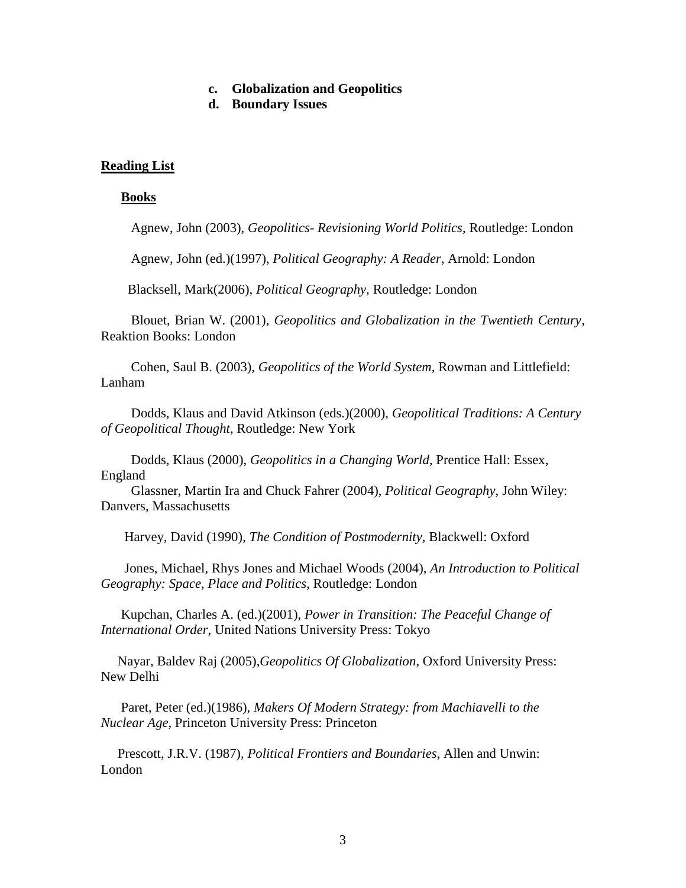c. **Globalization and Geopolitics**
d. **Boundary Issues**

## Reading List

### Books

Agnew, John (2003), *Geopolitics- Revisioning World Politics*, Routledge: London

Agnew, John (ed.)(1997), *Political Geography: A Reader*, Arnold: London

Blacksell, Mark(2006), *Political Geography*, Routledge: London

Blouet, Brian W. (2001), *Geopolitics and Globalization in the Twentieth Century*, Reaktion Books: London

Cohen, Saul B. (2003), *Geopolitics of the World System*, Rowman and Littlefield: Lanham

Dodds, Klaus and David Atkinson (eds.)(2000), *Geopolitical Traditions: A Century of Geopolitical Thought*, Routledge: New York

Dodds, Klaus (2000), *Geopolitics in a Changing World*, Prentice Hall: Essex, England

Glassner, Martin Ira and Chuck Fahrer (2004), *Political Geography*, John Wiley: Danvers, Massachusetts

Harvey, David (1990), *The Condition of Postmodernity*, Blackwell: Oxford

Jones, Michael, Rhys Jones and Michael Woods (2004), *An Introduction to Political Geography: Space, Place and Politics*, Routledge: London

Kupchan, Charles A. (ed.)(2001), *Power in Transition: The Peaceful Change of International Order*, United Nations University Press: Tokyo

Nayar, Baldev Raj (2005),*Geopolitics Of Globalization*, Oxford University Press: New Delhi

Paret, Peter (ed.)(1986), *Makers Of Modern Strategy: from Machiavelli to the Nuclear Age*, Princeton University Press: Princeton

Prescott, J.R.V. (1987), *Political Frontiers and Boundaries*, Allen and Unwin: London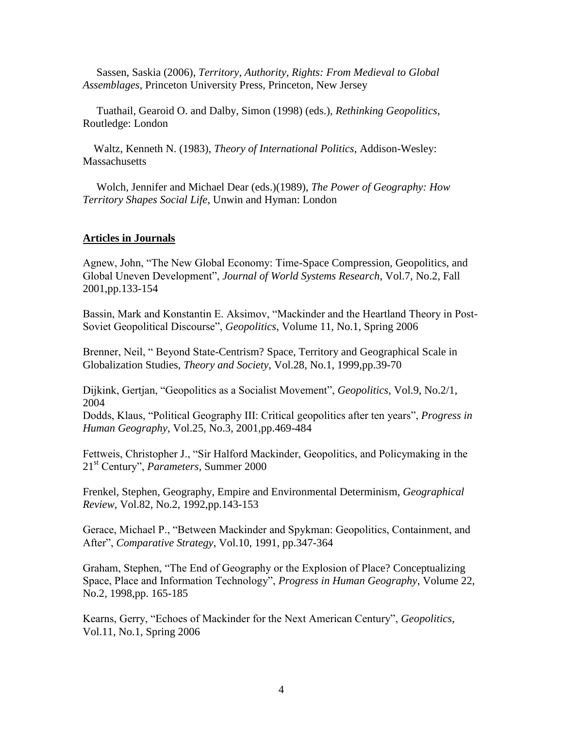Sassen, Saskia (2006), *Territory, Authority, Rights: From Medieval to Global Assemblages*, Princeton University Press, Princeton, New Jersey

Tuathail, Gearoid O. and Dalby, Simon (1998) (eds.), *Rethinking Geopolitics*, Routledge: London

Waltz, Kenneth N. (1983), *Theory of International Politics*, Addison-Wesley: Massachusetts

Wolch, Jennifer and Michael Dear (eds.)(1989), *The Power of Geography: How Territory Shapes Social Life*, Unwin and Hyman: London

**Articles in Journals**

Agnew, John, "The New Global Economy: Time-Space Compression, Geopolitics, and Global Uneven Development", *Journal of World Systems Research*, Vol.7, No.2, Fall 2001,pp.133-154

Bassin, Mark and Konstantin E. Aksimov, "Mackinder and the Heartland Theory in Post-Soviet Geopolitical Discourse", *Geopolitics*, Volume 11, No.1, Spring 2006

Brenner, Neil, " Beyond State-Centrism? Space, Territory and Geographical Scale in Globalization Studies, *Theory and Society*, Vol.28, No.1, 1999,pp.39-70

Dijkink, Gertjan, "Geopolitics as a Socialist Movement", *Geopolitics*, Vol.9, No.2/1, 2004

Dodds, Klaus, "Political Geography III: Critical geopolitics after ten years", *Progress in Human Geography*, Vol.25, No.3, 2001,pp.469-484

Fettweis, Christopher J., "Sir Halford Mackinder, Geopolitics, and Policymaking in the 21st Century", *Parameters*, Summer 2000

Frenkel, Stephen, Geography, Empire and Environmental Determinism, *Geographical Review*, Vol.82, No.2, 1992,pp.143-153

Gerace, Michael P., "Between Mackinder and Spykman: Geopolitics, Containment, and After", *Comparative Strategy*, Vol.10, 1991, pp.347-364

Graham, Stephen, "The End of Geography or the Explosion of Place? Conceptualizing Space, Place and Information Technology", *Progress in Human Geography*, Volume 22, No.2, 1998,pp. 165-185

Kearns, Gerry, "Echoes of Mackinder for the Next American Century", *Geopolitics*, Vol.11, No.1, Spring 2006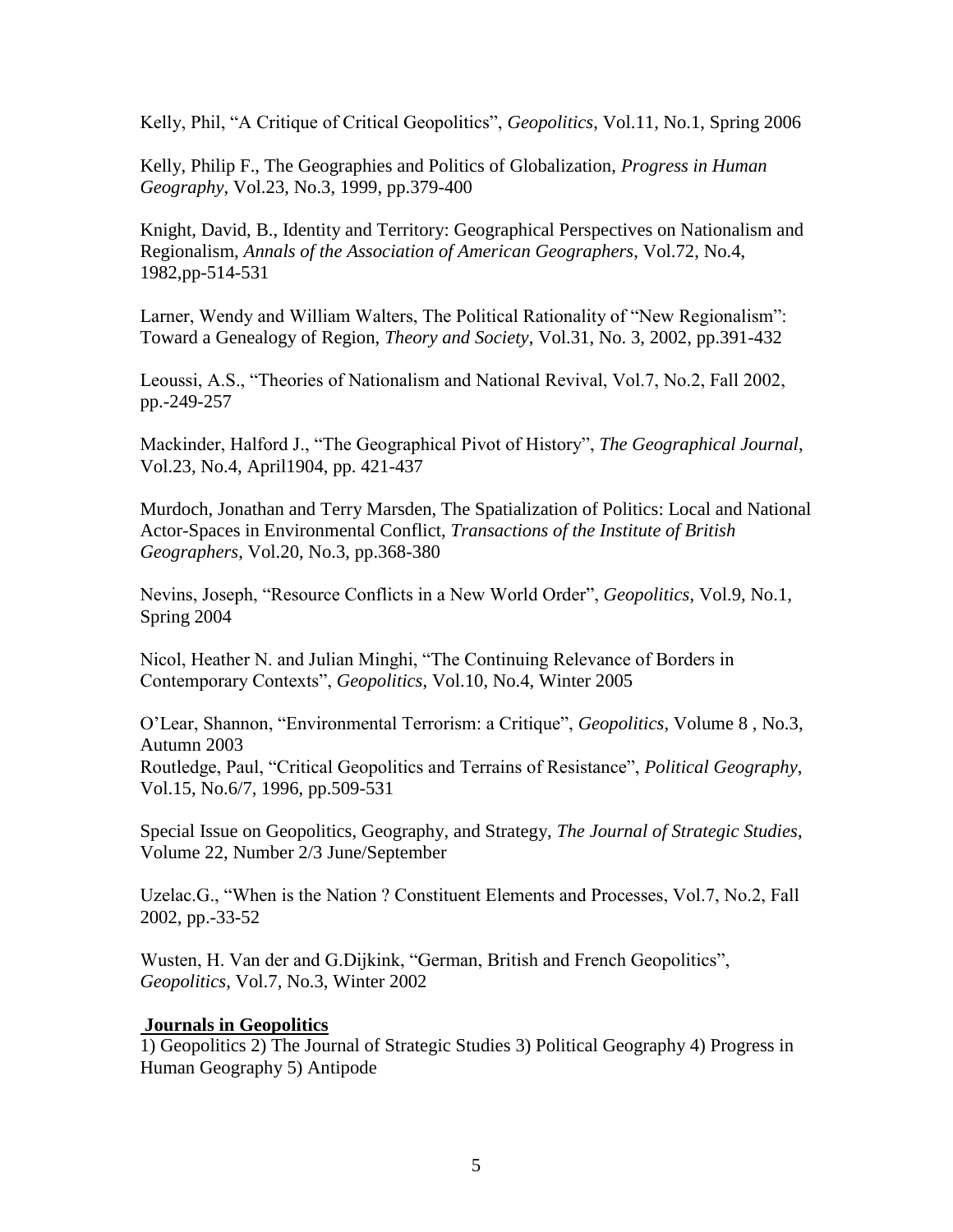Kelly, Phil, "A Critique of Critical Geopolitics", *Geopolitics*, Vol.11, No.1, Spring 2006

Kelly, Philip F., The Geographies and Politics of Globalization, *Progress in Human Geography*, Vol.23, No.3, 1999, pp.379-400

Knight, David, B., Identity and Territory: Geographical Perspectives on Nationalism and Regionalism, *Annals of the Association of American Geographers*, Vol.72, No.4, 1982,pp-514-531

Larner, Wendy and William Walters, The Political Rationality of "New Regionalism": Toward a Genealogy of Region, *Theory and Society*, Vol.31, No. 3, 2002, pp.391-432

Leoussi, A.S., "Theories of Nationalism and National Revival, Vol.7, No.2, Fall 2002, pp.-249-257

Mackinder, Halford J., "The Geographical Pivot of History", *The Geographical Journal*, Vol.23, No.4, April1904, pp. 421-437

Murdoch, Jonathan and Terry Marsden, The Spatialization of Politics: Local and National Actor-Spaces in Environmental Conflict, *Transactions of the Institute of British Geographers*, Vol.20, No.3, pp.368-380

Nevins, Joseph, "Resource Conflicts in a New World Order", *Geopolitics*, Vol.9, No.1, Spring 2004

Nicol, Heather N. and Julian Minghi, "The Continuing Relevance of Borders in Contemporary Contexts", *Geopolitics*, Vol.10, No.4, Winter 2005

O'Lear, Shannon, "Environmental Terrorism: a Critique", *Geopolitics*, Volume 8 , No.3, Autumn 2003

Routledge, Paul, "Critical Geopolitics and Terrains of Resistance", *Political Geography*, Vol.15, No.6/7, 1996, pp.509-531

Special Issue on Geopolitics, Geography, and Strategy, *The Journal of Strategic Studies*, Volume 22, Number 2/3 June/September

Uzelac.G., "When is the Nation ? Constituent Elements and Processes, Vol.7, No.2, Fall 2002, pp.-33-52

Wusten, H. Van der and G.Dijkink, "German, British and French Geopolitics", *Geopolitics*, Vol.7, No.3, Winter 2002

**Journals in Geopolitics**

1) Geopolitics 2) The Journal of Strategic Studies 3) Political Geography 4) Progress in Human Geography 5) Antipode